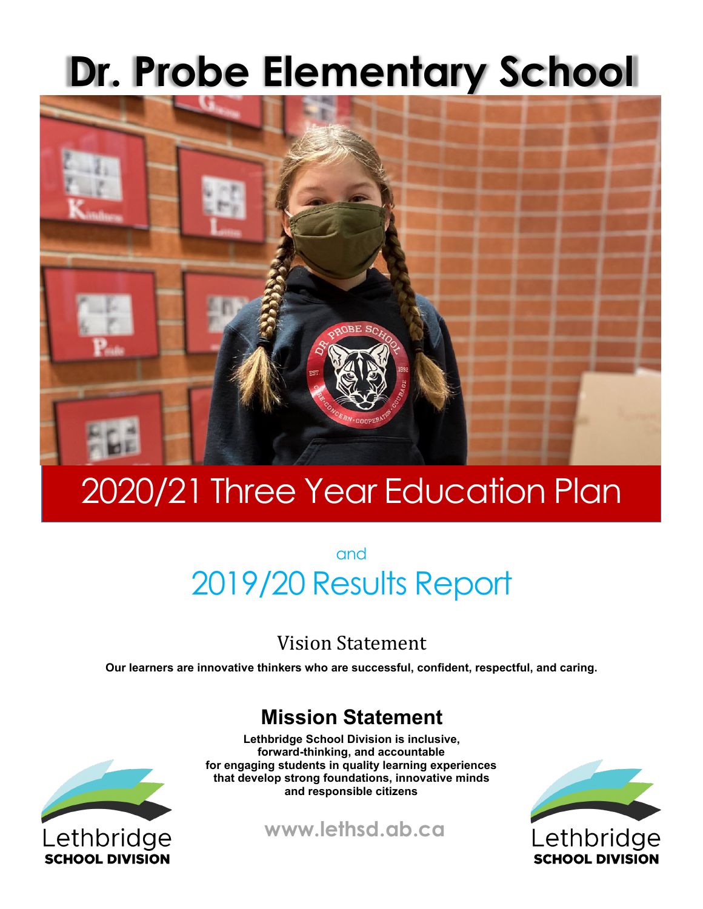# Dr. Probe Elementary School

# 2020/21 Three Year Education Plan

and

## 2019/20 Results Report

### Vision Statement

**Our learners are innovative thinkers who are successful, confident, respectful, and caring.**

### Mission Statement

**Lethbridge School Division is inclusive, forward-thinking, and accountable for engaging students in quality learning experiences that develop strong foundations, innovative minds and responsible citizens**

**www.lethsd.ab.ca**

Lethbridge
**SCHOOL DIVISION**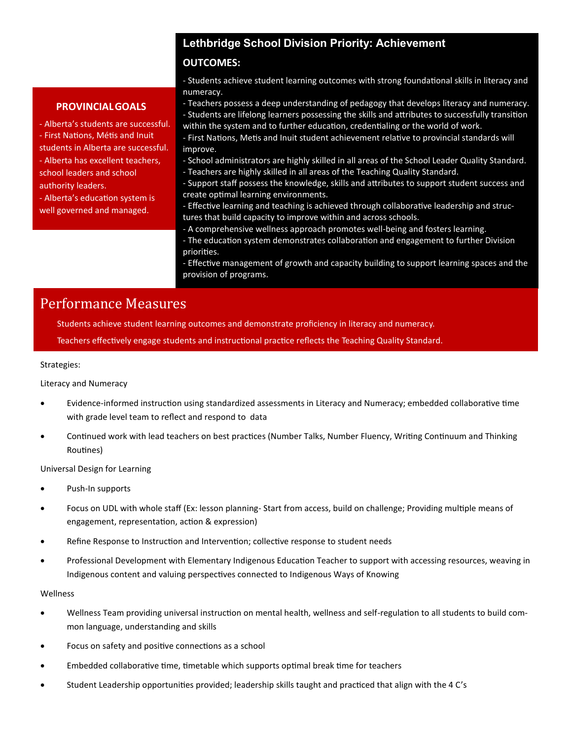### PROVINCIAL GOALS

- Alberta's students are successful.
- First Nations, Métis and Inuit students in Alberta are successful.
- Alberta has excellent teachers, school leaders and school authority leaders.
- Alberta's education system is well governed and managed.

## Lethbridge School Division Priority: Achievement

**OUTCOMES:**

- Students achieve student learning outcomes with strong foundational skills in literacy and numeracy.
- Teachers possess a deep understanding of pedagogy that develops literacy and numeracy.
- Students are lifelong learners possessing the skills and attributes to successfully transition within the system and to further education, credentialing or the world of work.
- First Nations, Metis and Inuit student achievement relative to provincial standards will improve.
- School administrators are highly skilled in all areas of the School Leader Quality Standard.
- Teachers are highly skilled in all areas of the Teaching Quality Standard.
- Support staff possess the knowledge, skills and attributes to support student success and create optimal learning environments.
- Effective learning and teaching is achieved through collaborative leadership and structures that build capacity to improve within and across schools.
- A comprehensive wellness approach promotes well-being and fosters learning.
- The education system demonstrates collaboration and engagement to further Division priorities.
- Effective management of growth and capacity building to support learning spaces and the provision of programs.

## Performance Measures

Students achieve student learning outcomes and demonstrate proficiency in literacy and numeracy.

Teachers effectively engage students and instructional practice reflects the Teaching Quality Standard.

Strategies:

Literacy and Numeracy

- Evidence-informed instruction using standardized assessments in Literacy and Numeracy; embedded collaborative time with grade level team to reflect and respond to data
- Continued work with lead teachers on best practices (Number Talks, Number Fluency, Writing Continuum and Thinking Routines)

Universal Design for Learning

- Push-In supports
- Focus on UDL with whole staff (Ex: lesson planning- Start from access, build on challenge; Providing multiple means of engagement, representation, action & expression)
- Refine Response to Instruction and Intervention; collective response to student needs
- Professional Development with Elementary Indigenous Education Teacher to support with accessing resources, weaving in Indigenous content and valuing perspectives connected to Indigenous Ways of Knowing

Wellness

- Wellness Team providing universal instruction on mental health, wellness and self-regulation to all students to build common language, understanding and skills
- Focus on safety and positive connections as a school
- Embedded collaborative time, timetable which supports optimal break time for teachers
- Student Leadership opportunities provided; leadership skills taught and practiced that align with the 4 C's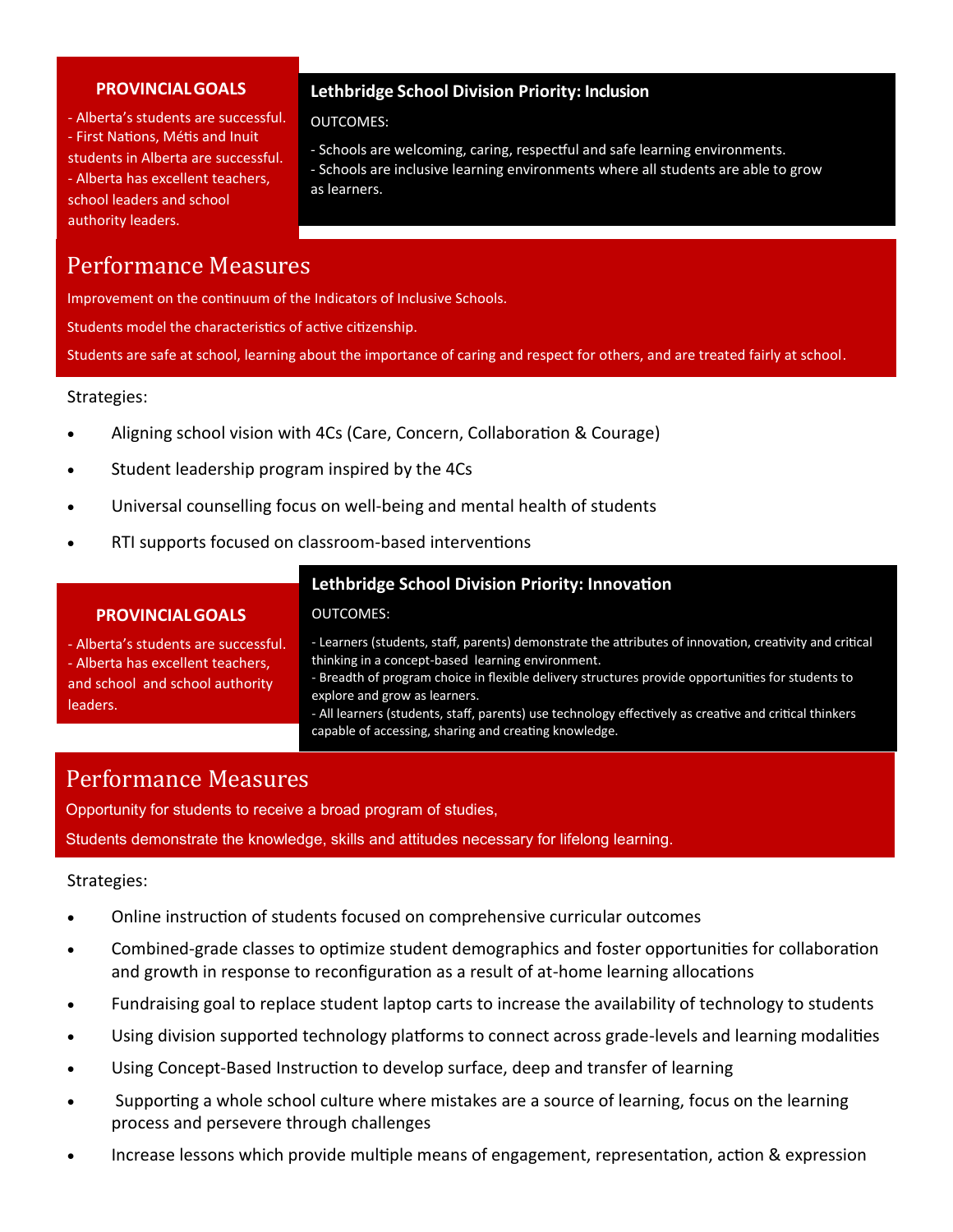## PROVINCIAL GOALS

- Alberta's students are successful.
- First Nations, Métis and Inuit students in Alberta are successful.
- Alberta has excellent teachers, school leaders and school authority leaders.

## Lethbridge School Division Priority: Inclusion

OUTCOMES:

- Schools are welcoming, caring, respectful and safe learning environments.
- Schools are inclusive learning environments where all students are able to grow as learners.

## Performance Measures

Improvement on the continuum of the Indicators of Inclusive Schools.

Students model the characteristics of active citizenship.

Students are safe at school, learning about the importance of caring and respect for others, and are treated fairly at school.

Strategies:

- Aligning school vision with 4Cs (Care, Concern, Collaboration & Courage)
- Student leadership program inspired by the 4Cs
- Universal counselling focus on well-being and mental health of students
- RTI supports focused on classroom-based interventions

## PROVINCIAL GOALS

- Alberta's students are successful.
- Alberta has excellent teachers, and school and school authority leaders.

## Lethbridge School Division Priority: Innovation

OUTCOMES:

- Learners (students, staff, parents) demonstrate the attributes of innovation, creativity and critical thinking in a concept-based learning environment.
- Breadth of program choice in flexible delivery structures provide opportunities for students to explore and grow as learners.
- All learners (students, staff, parents) use technology effectively as creative and critical thinkers capable of accessing, sharing and creating knowledge.

## Performance Measures

Opportunity for students to receive a broad program of studies,

Students demonstrate the knowledge, skills and attitudes necessary for lifelong learning.

Strategies:

- Online instruction of students focused on comprehensive curricular outcomes
- Combined-grade classes to optimize student demographics and foster opportunities for collaboration and growth in response to reconfiguration as a result of at-home learning allocations
- Fundraising goal to replace student laptop carts to increase the availability of technology to students
- Using division supported technology platforms to connect across grade-levels and learning modalities
- Using Concept-Based Instruction to develop surface, deep and transfer of learning
- Supporting a whole school culture where mistakes are a source of learning, focus on the learning process and persevere through challenges
- Increase lessons which provide multiple means of engagement, representation, action & expression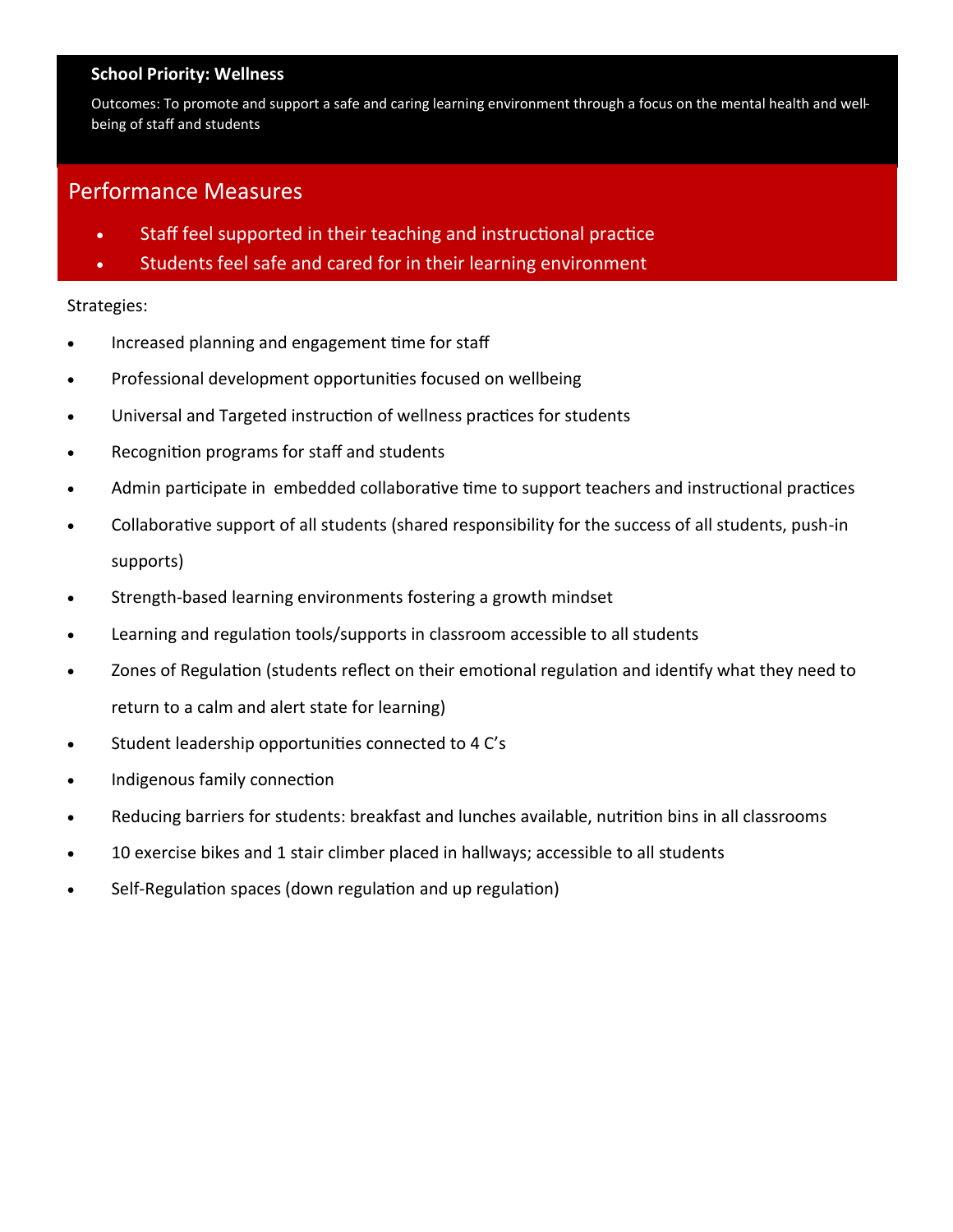**School Priority: Wellness**

Outcomes: To promote and support a safe and caring learning environment through a focus on the mental health and well-being of staff and students

## Performance Measures

- Staff feel supported in their teaching and instructional practice
- Students feel safe and cared for in their learning environment

Strategies:

- Increased planning and engagement time for staff
- Professional development opportunities focused on wellbeing
- Universal and Targeted instruction of wellness practices for students
- Recognition programs for staff and students
- Admin participate in embedded collaborative time to support teachers and instructional practices
- Collaborative support of all students (shared responsibility for the success of all students, push-in supports)
- Strength-based learning environments fostering a growth mindset
- Learning and regulation tools/supports in classroom accessible to all students
- Zones of Regulation (students reflect on their emotional regulation and identify what they need to return to a calm and alert state for learning)
- Student leadership opportunities connected to 4 C's
- Indigenous family connection
- Reducing barriers for students: breakfast and lunches available, nutrition bins in all classrooms
- 10 exercise bikes and 1 stair climber placed in hallways; accessible to all students
- Self-Regulation spaces (down regulation and up regulation)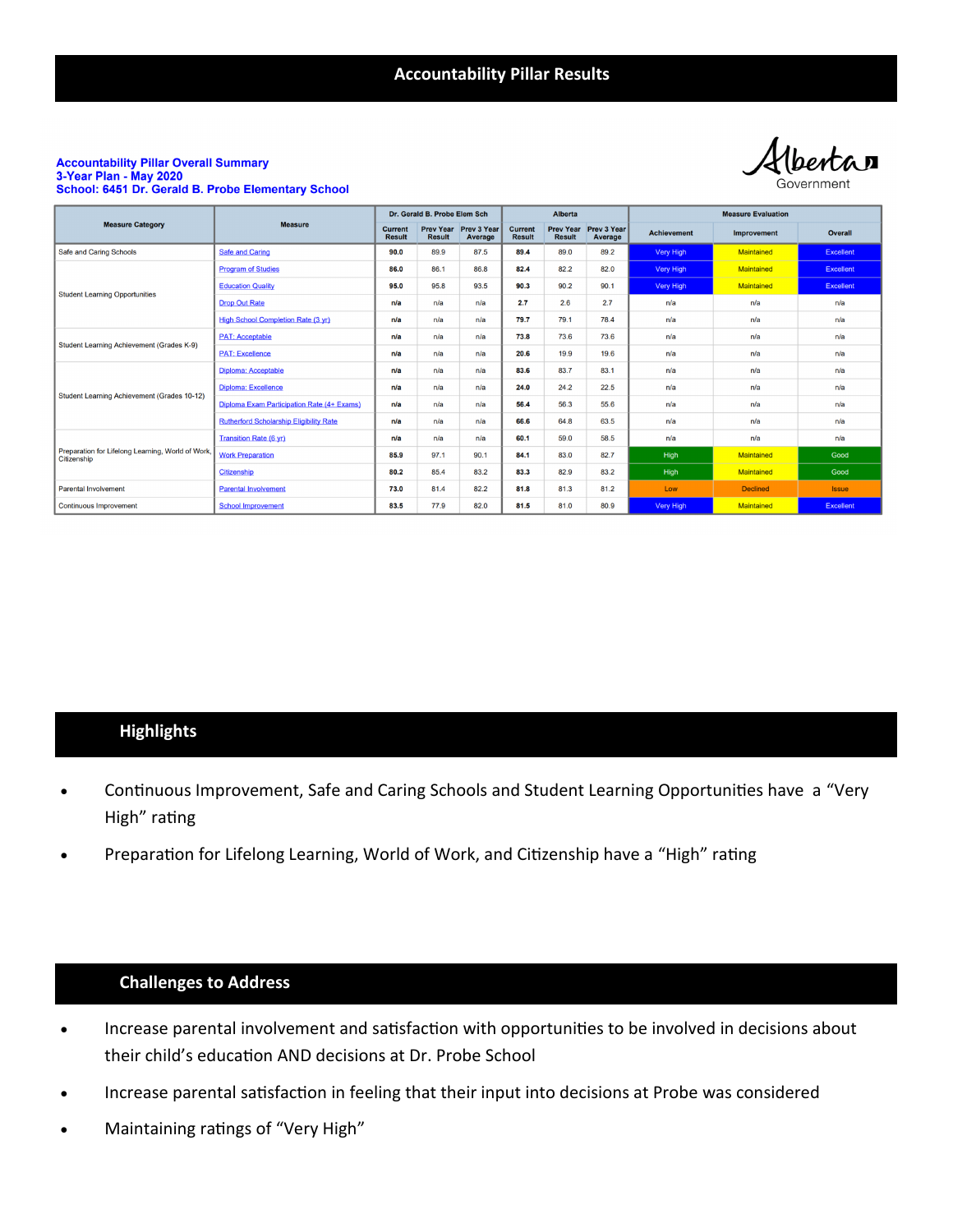# Accountability Pillar Results

**Accountability Pillar Overall Summary**
**3-Year Plan - May 2020**
**School: 6451 Dr. Gerald B. Probe Elementary School**

Alberta Government

| Measure Category | Measure | Dr. Gerald B. Probe Elem Sch | | | Alberta | | | Measure Evaluation | | |
|---|---|---|---|---|---|---|---|---|---|---|
| | | Current Result | Prev Year Result | Prev 3 Year Average | Current Result | Prev Year Result | Prev 3 Year Average | Achievement | Improvement | Overall |
| Safe and Caring Schools | Safe and Caring | 90.0 | 89.9 | 87.5 | 89.4 | 89.0 | 89.2 | Very High | Maintained | Excellent |
| Student Learning Opportunities | Program of Studies | 86.0 | 86.1 | 86.8 | 82.4 | 82.2 | 82.0 | Very High | Maintained | Excellent |
| | Education Quality | 95.0 | 95.8 | 93.5 | 90.3 | 90.2 | 90.1 | Very High | Maintained | Excellent |
| | Drop Out Rate | n/a | n/a | n/a | 2.7 | 2.6 | 2.7 | n/a | n/a | n/a |
| | High School Completion Rate (3 yr) | n/a | n/a | n/a | 79.7 | 79.1 | 78.4 | n/a | n/a | n/a |
| Student Learning Achievement (Grades K-9) | PAT: Acceptable | n/a | n/a | n/a | 73.8 | 73.6 | 73.6 | n/a | n/a | n/a |
| | PAT: Excellence | n/a | n/a | n/a | 20.6 | 19.9 | 19.6 | n/a | n/a | n/a |
| Student Learning Achievement (Grades 10-12) | Diploma: Acceptable | n/a | n/a | n/a | 83.6 | 83.7 | 83.1 | n/a | n/a | n/a |
| | Diploma: Excellence | n/a | n/a | n/a | 24.0 | 24.2 | 22.5 | n/a | n/a | n/a |
| | Diploma Exam Participation Rate (4+ Exams) | n/a | n/a | n/a | 56.4 | 56.3 | 55.6 | n/a | n/a | n/a |
| | Rutherford Scholarship Eligibility Rate | n/a | n/a | n/a | 66.6 | 64.8 | 63.5 | n/a | n/a | n/a |
| Preparation for Lifelong Learning, World of Work, Citizenship | Transition Rate (6 yr) | n/a | n/a | n/a | 60.1 | 59.0 | 58.5 | n/a | n/a | n/a |
| | Work Preparation | 85.9 | 97.1 | 90.1 | 84.1 | 83.0 | 82.7 | High | Maintained | Good |
| | Citizenship | 80.2 | 85.4 | 83.2 | 83.3 | 82.9 | 83.2 | High | Maintained | Good |
| Parental Involvement | Parental Involvement | 73.0 | 81.4 | 82.2 | 81.8 | 81.3 | 81.2 | Low | Declined | Issue |
| Continuous Improvement | School Improvement | 83.5 | 77.9 | 82.0 | 81.5 | 81.0 | 80.9 | Very High | Maintained | Excellent |

## Highlights

- Continuous Improvement, Safe and Caring Schools and Student Learning Opportunities have a "Very High" rating
- Preparation for Lifelong Learning, World of Work, and Citizenship have a "High" rating

## Challenges to Address

- Increase parental involvement and satisfaction with opportunities to be involved in decisions about their child's education AND decisions at Dr. Probe School
- Increase parental satisfaction in feeling that their input into decisions at Probe was considered
- Maintaining ratings of "Very High"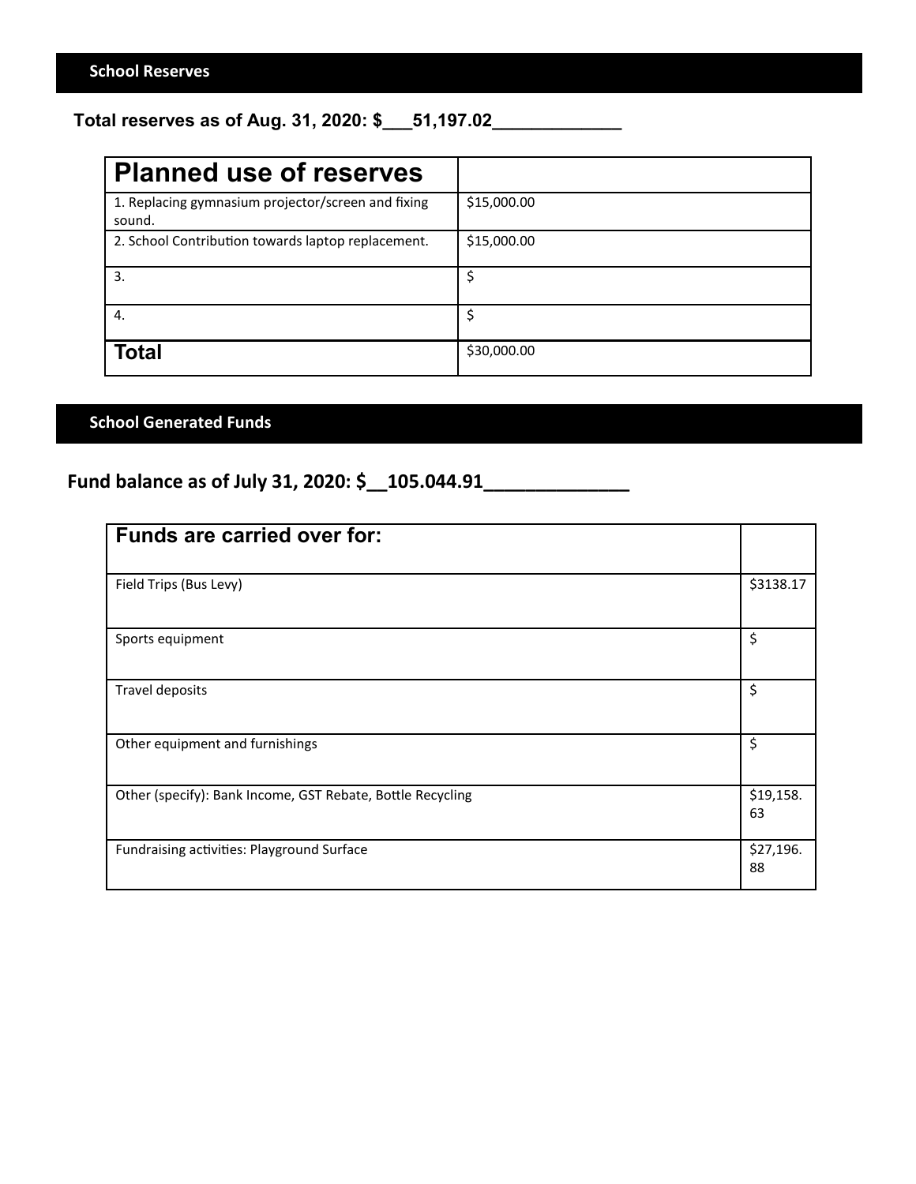## School Reserves

**Total reserves as of Aug. 31, 2020: $___51,197.02_____________**

| Planned use of reserves | |
|---|---|
| 1. Replacing gymnasium projector/screen and fixing sound. | $15,000.00 |
| 2. School Contribution towards laptop replacement. | $15,000.00 |
| 3. | $ |
| 4. | $ |
| **Total** | $30,000.00 |

## School Generated Funds

**Fund balance as of July 31, 2020: $__105.044.91______________**

| Funds are carried over for: | |
|---|---|
| Field Trips (Bus Levy) | $3138.17 |
| Sports equipment | $ |
| Travel deposits | $ |
| Other equipment and furnishings | $ |
| Other (specify): Bank Income, GST Rebate, Bottle Recycling | $19,158.63 |
| Fundraising activities: Playground Surface | $27,196.88 |